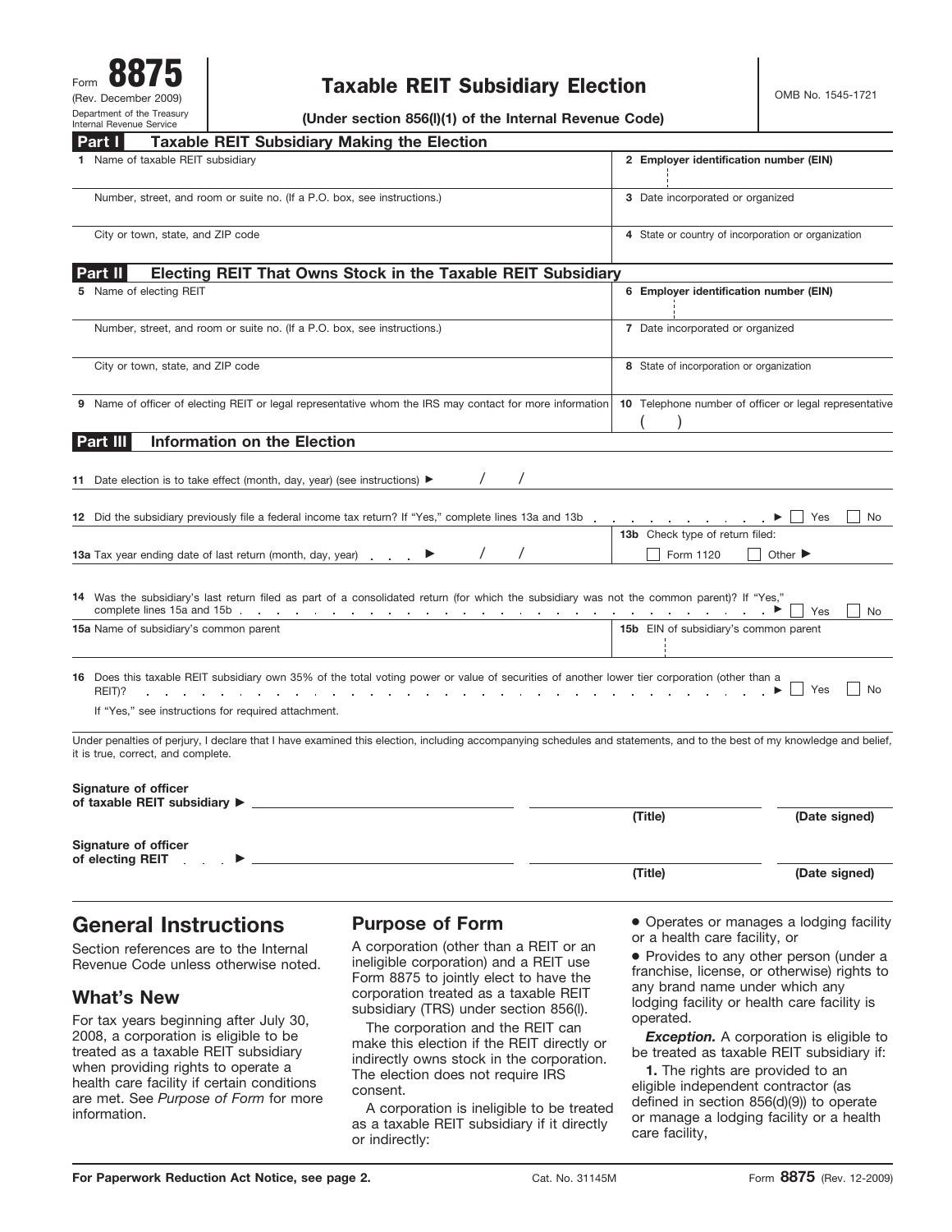Form **8875**
(Rev. December 2009)
Department of the Treasury
Internal Revenue Service

# Taxable REIT Subsidiary Election

**(Under section 856(l)(1) of the Internal Revenue Code)**

OMB No. 1545-1721

## Part I Taxable REIT Subsidiary Making the Election

| | |
|---|---|
| 1 Name of taxable REIT subsidiary | **2 Employer identification number (EIN)** |
| Number, street, and room or suite no. (If a P.O. box, see instructions.) | 3 Date incorporated or organized |
| City or town, state, and ZIP code | 4 State or country of incorporation or organization |

## Part II Electing REIT That Owns Stock in the Taxable REIT Subsidiary

| | |
|---|---|
| 5 Name of electing REIT | **6 Employer identification number (EIN)** |
| Number, street, and room or suite no. (If a P.O. box, see instructions.) | 7 Date incorporated or organized |
| City or town, state, and ZIP code | 8 State of incorporation or organization |
| 9 Name of officer of electing REIT or legal representative whom the IRS may contact for more information | 10 Telephone number of officer or legal representative ( ) |

## Part III Information on the Election

**11** Date election is to take effect (month, day, year) (see instructions) ▶ / /

**12** Did the subsidiary previously file a federal income tax return? If "Yes," complete lines 13a and 13b . . . ▶ ☐ Yes ☐ No

**13a** Tax year ending date of last return (month, day, year) ▶ / /

**13b** Check type of return filed: ☐ Form 1120 ☐ Other ▶

**14** Was the subsidiary's last return filed as part of a consolidated return (for which the subsidiary was not the common parent)? If "Yes," complete lines 15a and 15b . . . ▶ ☐ Yes ☐ No

**15a** Name of subsidiary's common parent

**15b** EIN of subsidiary's common parent

**16** Does this taxable REIT subsidiary own 35% of the total voting power or value of securities of another lower tier corporation (other than a REIT)? . . . ▶ ☐ Yes ☐ No

If "Yes," see instructions for required attachment.

Under penalties of perjury, I declare that I have examined this election, including accompanying schedules and statements, and to the best of my knowledge and belief, it is true, correct, and complete.

**Signature of officer of taxable REIT subsidiary** ▶ ________________ **(Title)** **(Date signed)**

**Signature of officer of electing REIT** ▶ ________________ **(Title)** **(Date signed)**

# General Instructions

Section references are to the Internal Revenue Code unless otherwise noted.

## What's New

For tax years beginning after July 30, 2008, a corporation is eligible to be treated as a taxable REIT subsidiary when providing rights to operate a health care facility if certain conditions are met. See *Purpose of Form* for more information.

## Purpose of Form

A corporation (other than a REIT or an ineligible corporation) and a REIT use Form 8875 to jointly elect to have the corporation treated as a taxable REIT subsidiary (TRS) under section 856(l).

The corporation and the REIT can make this election if the REIT directly or indirectly owns stock in the corporation. The election does not require IRS consent.

A corporation is ineligible to be treated as a taxable REIT subsidiary if it directly or indirectly:

- Operates or manages a lodging facility or a health care facility, or
- Provides to any other person (under a franchise, license, or otherwise) rights to any brand name under which any lodging facility or health care facility is operated.

***Exception.*** A corporation is eligible to be treated as taxable REIT subsidiary if:

**1.** The rights are provided to an eligible independent contractor (as defined in section 856(d)(9)) to operate or manage a lodging facility or a health care facility,

**For Paperwork Reduction Act Notice, see page 2.** Cat. No. 31145M Form **8875** (Rev. 12-2009)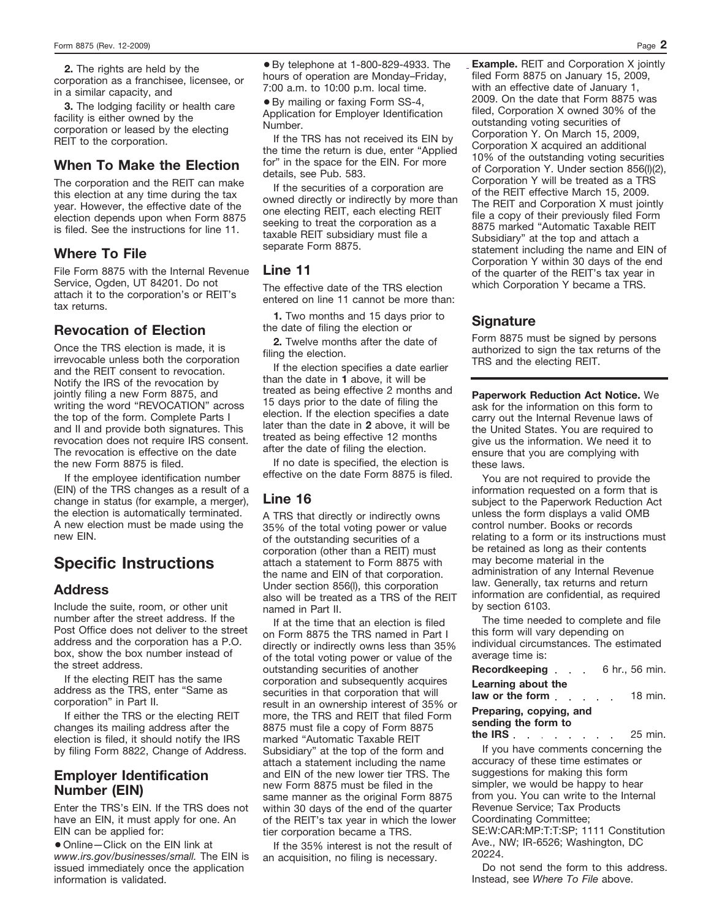**2.** The rights are held by the corporation as a franchisee, licensee, or in a similar capacity, and

**3.** The lodging facility or health care facility is either owned by the corporation or leased by the electing REIT to the corporation.

## When To Make the Election

The corporation and the REIT can make this election at any time during the tax year. However, the effective date of the election depends upon when Form 8875 is filed. See the instructions for line 11.

## Where To File

File Form 8875 with the Internal Revenue Service, Ogden, UT 84201. Do not attach it to the corporation's or REIT's tax returns.

## Revocation of Election

Once the TRS election is made, it is irrevocable unless both the corporation and the REIT consent to revocation. Notify the IRS of the revocation by jointly filing a new Form 8875, and writing the word "REVOCATION" across the top of the form. Complete Parts I and II and provide both signatures. This revocation does not require IRS consent. The revocation is effective on the date the new Form 8875 is filed.

If the employee identification number (EIN) of the TRS changes as a result of a change in status (for example, a merger), the election is automatically terminated. A new election must be made using the new EIN.

# Specific Instructions

## Address

Include the suite, room, or other unit number after the street address. If the Post Office does not deliver to the street address and the corporation has a P.O. box, show the box number instead of the street address.

If the electing REIT has the same address as the TRS, enter "Same as corporation" in Part II.

If either the TRS or the electing REIT changes its mailing address after the election is filed, it should notify the IRS by filing Form 8822, Change of Address.

## Employer Identification Number (EIN)

Enter the TRS's EIN. If the TRS does not have an EIN, it must apply for one. An EIN can be applied for:

- Online—Click on the EIN link at *www.irs.gov/businesses/small.* The EIN is issued immediately once the application information is validated.
- By telephone at 1-800-829-4933. The hours of operation are Monday–Friday, 7:00 a.m. to 10:00 p.m. local time.
- By mailing or faxing Form SS-4, Application for Employer Identification Number.

If the TRS has not received its EIN by the time the return is due, enter "Applied for" in the space for the EIN. For more details, see Pub. 583.

If the securities of a corporation are owned directly or indirectly by more than one electing REIT, each electing REIT seeking to treat the corporation as a taxable REIT subsidiary must file a separate Form 8875.

## Line 11

The effective date of the TRS election entered on line 11 cannot be more than:

**1.** Two months and 15 days prior to the date of filing the election or

**2.** Twelve months after the date of filing the election.

If the election specifies a date earlier than the date in **1** above, it will be treated as being effective 2 months and 15 days prior to the date of filing the election. If the election specifies a date later than the date in **2** above, it will be treated as being effective 12 months after the date of filing the election.

If no date is specified, the election is effective on the date Form 8875 is filed.

## Line 16

A TRS that directly or indirectly owns 35% of the total voting power or value of the outstanding securities of a corporation (other than a REIT) must attach a statement to Form 8875 with the name and EIN of that corporation. Under section 856(l), this corporation also will be treated as a TRS of the REIT named in Part II.

If at the time that an election is filed on Form 8875 the TRS named in Part I directly or indirectly owns less than 35% of the total voting power or value of the outstanding securities of another corporation and subsequently acquires securities in that corporation that will result in an ownership interest of 35% or more, the TRS and REIT that filed Form 8875 must file a copy of Form 8875 marked "Automatic Taxable REIT Subsidiary" at the top of the form and attach a statement including the name and EIN of the new lower tier TRS. The new Form 8875 must be filed in the same manner as the original Form 8875 within 30 days of the end of the quarter of the REIT's tax year in which the lower tier corporation became a TRS.

If the 35% interest is not the result of an acquisition, no filing is necessary.

**Example.** REIT and Corporation X jointly filed Form 8875 on January 15, 2009, with an effective date of January 1, 2009. On the date that Form 8875 was filed, Corporation X owned 30% of the outstanding voting securities of Corporation Y. On March 15, 2009, Corporation X acquired an additional 10% of the outstanding voting securities of Corporation Y. Under section 856(l)(2), Corporation Y will be treated as a TRS of the REIT effective March 15, 2009. The REIT and Corporation X must jointly file a copy of their previously filed Form 8875 marked "Automatic Taxable REIT Subsidiary" at the top and attach a statement including the name and EIN of Corporation Y within 30 days of the end of the quarter of the REIT's tax year in which Corporation Y became a TRS.

## Signature

Form 8875 must be signed by persons authorized to sign the tax returns of the TRS and the electing REIT.

**Paperwork Reduction Act Notice.** We ask for the information on this form to carry out the Internal Revenue laws of the United States. You are required to give us the information. We need it to ensure that you are complying with these laws.

You are not required to provide the information requested on a form that is subject to the Paperwork Reduction Act unless the form displays a valid OMB control number. Books or records relating to a form or its instructions must be retained as long as their contents may become material in the administration of any Internal Revenue law. Generally, tax returns and return information are confidential, as required by section 6103.

The time needed to complete and file this form will vary depending on individual circumstances. The estimated average time is:

| | |
|---|---|
| **Recordkeeping** | 6 hr., 56 min. |
| **Learning about the law or the form** | 18 min. |
| **Preparing, copying, and sending the form to the IRS** | 25 min. |

If you have comments concerning the accuracy of these time estimates or suggestions for making this form simpler, we would be happy to hear from you. You can write to the Internal Revenue Service; Tax Products Coordinating Committee; SE:W:CAR:MP:T:T:SP; 1111 Constitution Ave., NW; IR-6526; Washington, DC 20224.

Do not send the form to this address. Instead, see *Where To File* above.